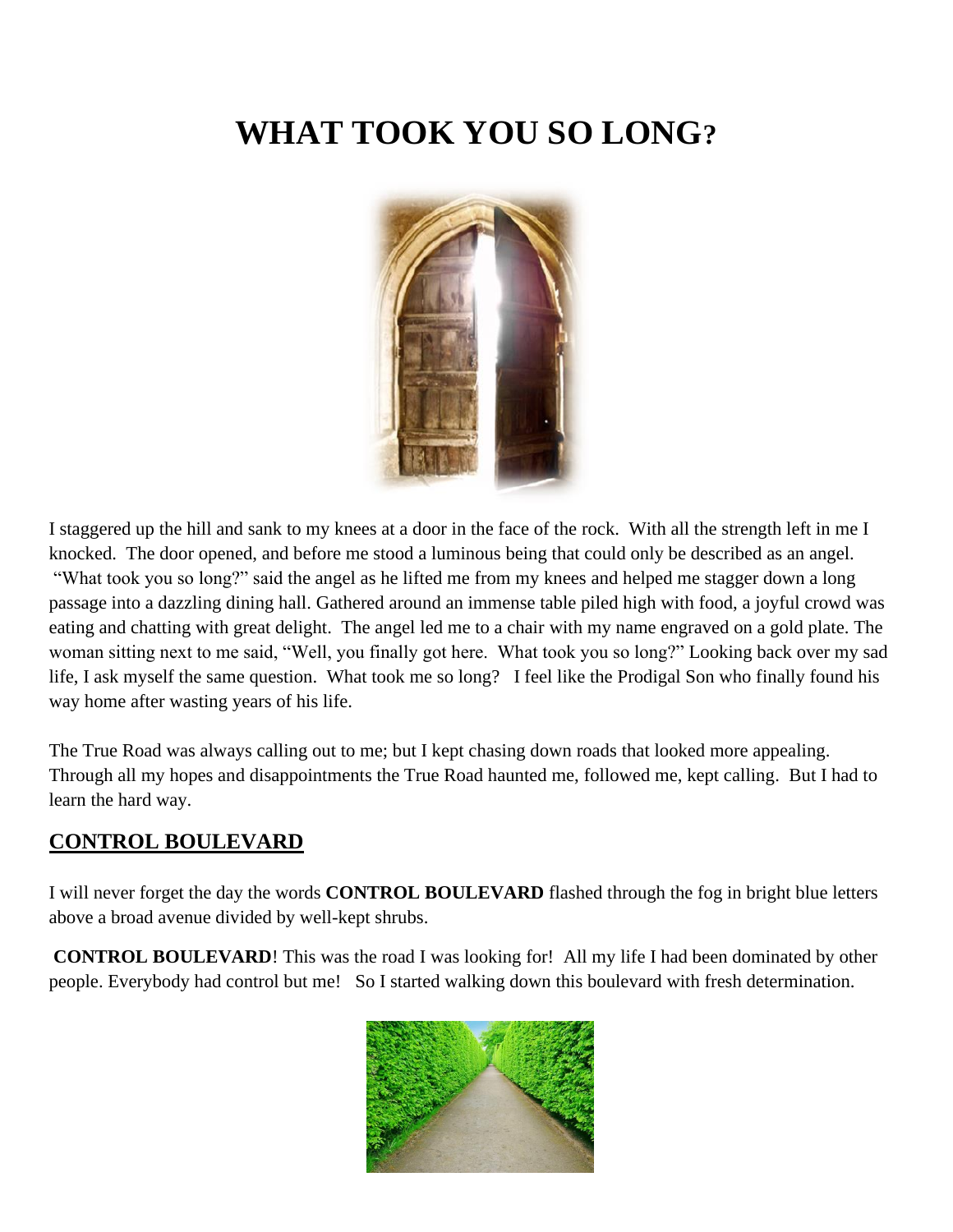# WHAT TOOK YOU SO LONG?

I staggered up the hill and sank to my knees at a door in the face of the rock. With all the strength left in me I knocked. The door opened, and before me stood a luminous being that could only be described as an angel. "What took you so long?" said the angel as he lifted me from my knees and helped me stagger down a long passage into a dazzling dining hall. Gathered around an immense table piled high with food, a joyful crowd was eating and chatting with great delight. The angel led me to a chair with my name engraved on a gold plate. The woman sitting next to me said, "Well, you finally got here. What took you so long?" Looking back over my sad life, I ask myself the same question. What took me so long? I feel like the Prodigal Son who finally found his way home after wasting years of his life.

The True Road was always calling out to me; but I kept chasing down roads that looked more appealing. Through all my hopes and disappointments the True Road haunted me, followed me, kept calling. But I had to learn the hard way.

## CONTROL BOULEVARD

I will never forget the day the words **CONTROL BOULEVARD** flashed through the fog in bright blue letters above a broad avenue divided by well-kept shrubs.

**CONTROL BOULEVARD**! This was the road I was looking for! All my life I had been dominated by other people. Everybody had control but me! So I started walking down this boulevard with fresh determination.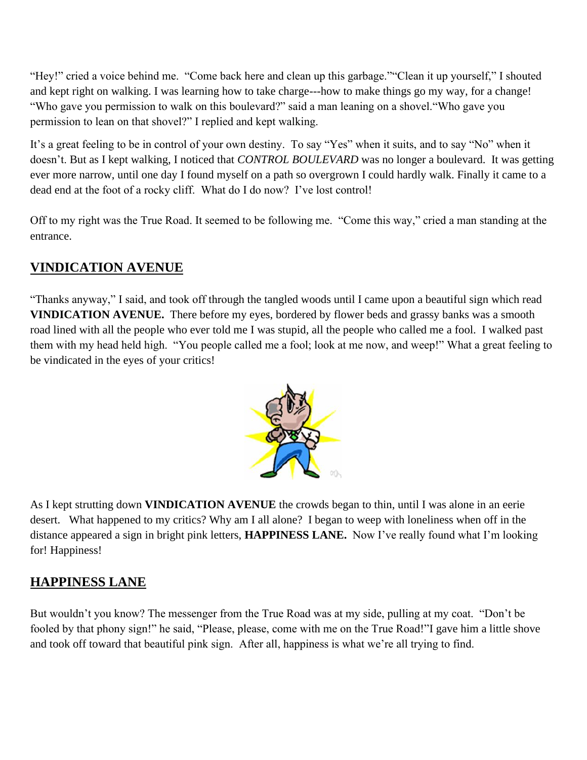"Hey!" cried a voice behind me. "Come back here and clean up this garbage.""Clean it up yourself," I shouted and kept right on walking. I was learning how to take charge---how to make things go my way, for a change! "Who gave you permission to walk on this boulevard?" said a man leaning on a shovel."Who gave you permission to lean on that shovel?" I replied and kept walking.

It's a great feeling to be in control of your own destiny. To say "Yes" when it suits, and to say "No" when it doesn't. But as I kept walking, I noticed that *CONTROL BOULEVARD* was no longer a boulevard. It was getting ever more narrow, until one day I found myself on a path so overgrown I could hardly walk. Finally it came to a dead end at the foot of a rocky cliff. What do I do now? I've lost control!

Off to my right was the True Road. It seemed to be following me. "Come this way," cried a man standing at the entrance.

## VINDICATION AVENUE

"Thanks anyway," I said, and took off through the tangled woods until I came upon a beautiful sign which read **VINDICATION AVENUE.** There before my eyes, bordered by flower beds and grassy banks was a smooth road lined with all the people who ever told me I was stupid, all the people who called me a fool. I walked past them with my head held high. "You people called me a fool; look at me now, and weep!" What a great feeling to be vindicated in the eyes of your critics!

As I kept strutting down **VINDICATION AVENUE** the crowds began to thin, until I was alone in an eerie desert. What happened to my critics? Why am I all alone? I began to weep with loneliness when off in the distance appeared a sign in bright pink letters, **HAPPINESS LANE.** Now I've really found what I'm looking for! Happiness!

## HAPPINESS LANE

But wouldn't you know? The messenger from the True Road was at my side, pulling at my coat. "Don't be fooled by that phony sign!" he said, "Please, please, come with me on the True Road!"I gave him a little shove and took off toward that beautiful pink sign. After all, happiness is what we're all trying to find.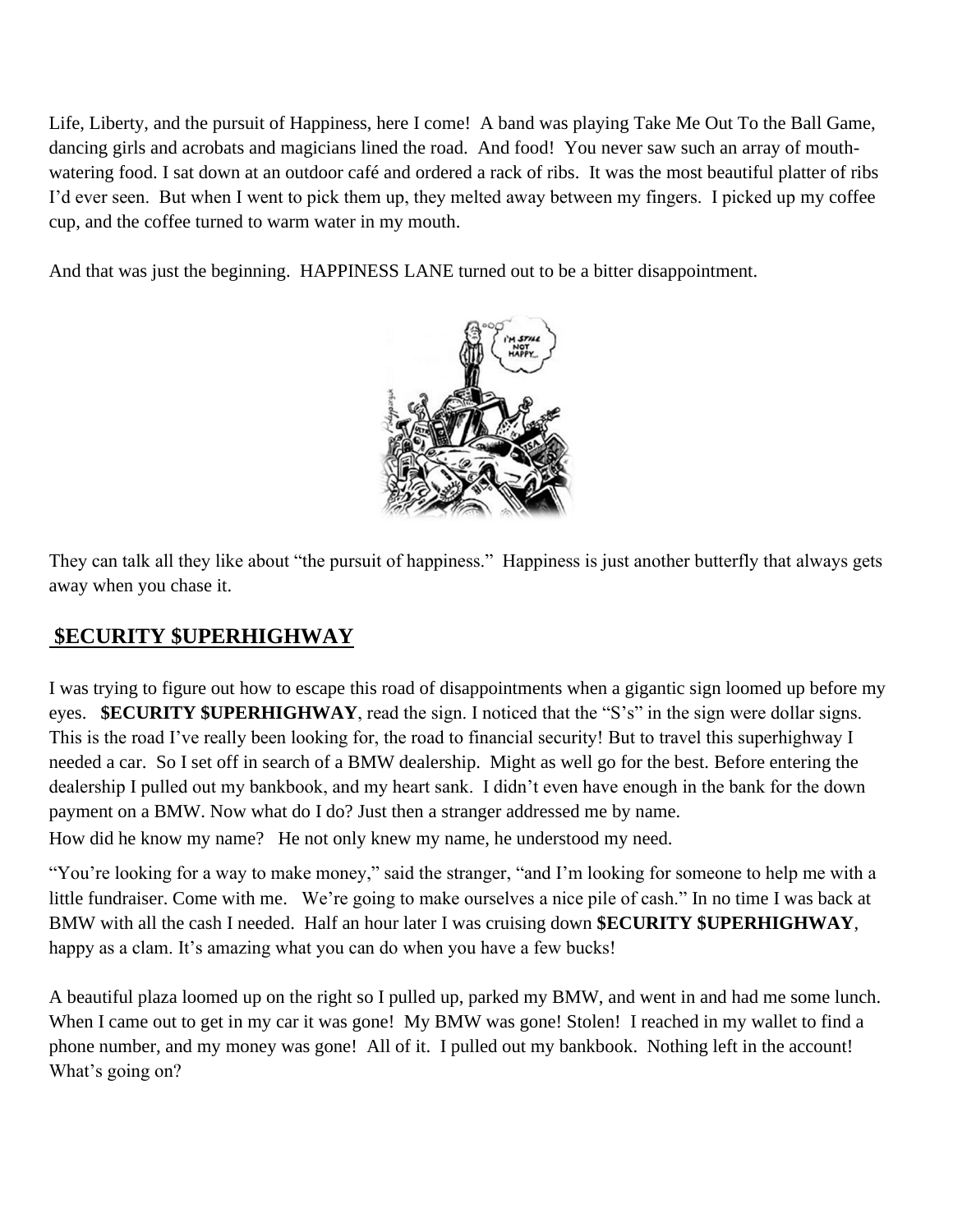Life, Liberty, and the pursuit of Happiness, here I come! A band was playing Take Me Out To the Ball Game, dancing girls and acrobats and magicians lined the road. And food! You never saw such an array of mouth-watering food. I sat down at an outdoor café and ordered a rack of ribs. It was the most beautiful platter of ribs I'd ever seen. But when I went to pick them up, they melted away between my fingers. I picked up my coffee cup, and the coffee turned to warm water in my mouth.

And that was just the beginning. HAPPINESS LANE turned out to be a bitter disappointment.

They can talk all they like about "the pursuit of happiness." Happiness is just another butterfly that always gets away when you chase it.

## $ECURITY $UPERHIGHWAY

I was trying to figure out how to escape this road of disappointments when a gigantic sign loomed up before my eyes. **$ECURITY $UPERHIGHWAY**, read the sign. I noticed that the "S's" in the sign were dollar signs. This is the road I've really been looking for, the road to financial security! But to travel this superhighway I needed a car. So I set off in search of a BMW dealership. Might as well go for the best. Before entering the dealership I pulled out my bankbook, and my heart sank. I didn't even have enough in the bank for the down payment on a BMW. Now what do I do? Just then a stranger addressed me by name.
How did he know my name? He not only knew my name, he understood my need.

"You're looking for a way to make money," said the stranger, "and I'm looking for someone to help me with a little fundraiser. Come with me. We're going to make ourselves a nice pile of cash." In no time I was back at BMW with all the cash I needed. Half an hour later I was cruising down **$ECURITY $UPERHIGHWAY**, happy as a clam. It's amazing what you can do when you have a few bucks!

A beautiful plaza loomed up on the right so I pulled up, parked my BMW, and went in and had me some lunch. When I came out to get in my car it was gone! My BMW was gone! Stolen! I reached in my wallet to find a phone number, and my money was gone! All of it. I pulled out my bankbook. Nothing left in the account! What's going on?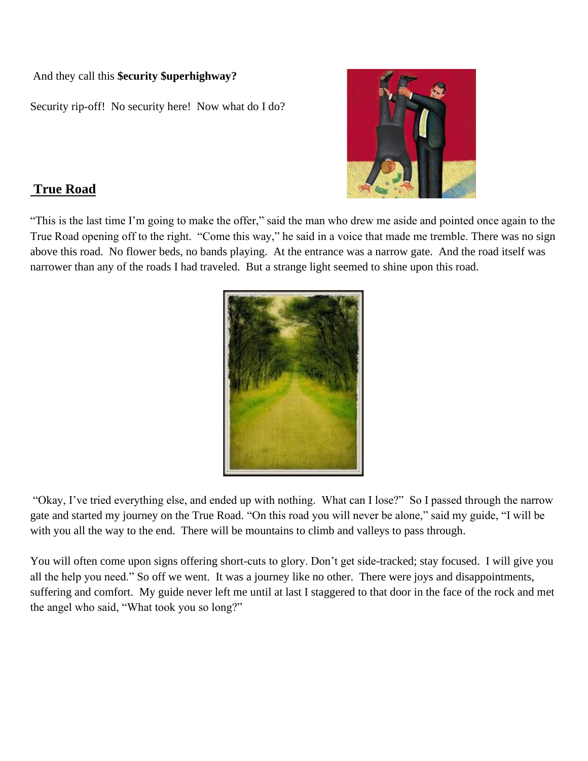And they call this **$ecurity $uperhighway?**

Security rip-off! No security here! Now what do I do?

## True Road

"This is the last time I'm going to make the offer," said the man who drew me aside and pointed once again to the True Road opening off to the right. "Come this way," he said in a voice that made me tremble. There was no sign above this road. No flower beds, no bands playing. At the entrance was a narrow gate. And the road itself was narrower than any of the roads I had traveled. But a strange light seemed to shine upon this road.

"Okay, I've tried everything else, and ended up with nothing. What can I lose?" So I passed through the narrow gate and started my journey on the True Road. "On this road you will never be alone," said my guide, "I will be with you all the way to the end. There will be mountains to climb and valleys to pass through.

You will often come upon signs offering short-cuts to glory. Don't get side-tracked; stay focused. I will give you all the help you need." So off we went. It was a journey like no other. There were joys and disappointments, suffering and comfort. My guide never left me until at last I staggered to that door in the face of the rock and met the angel who said, "What took you so long?"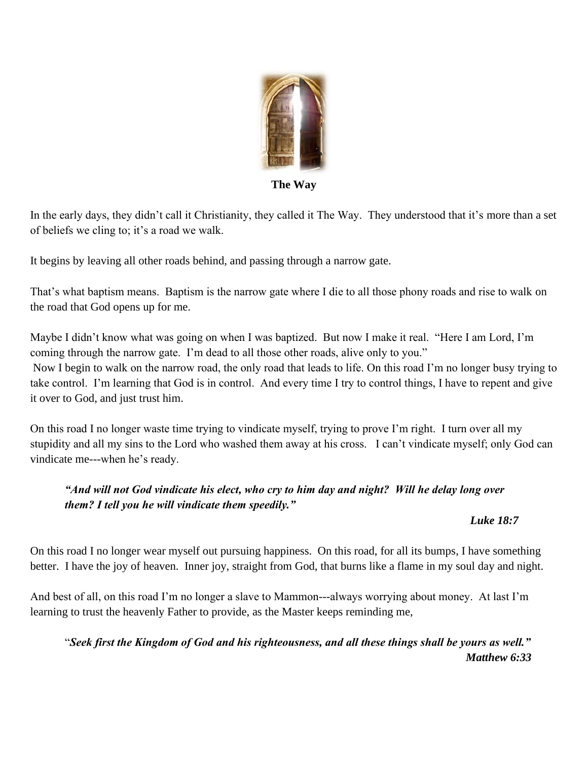**The Way**

In the early days, they didn't call it Christianity, they called it The Way. They understood that it's more than a set of beliefs we cling to; it's a road we walk.

It begins by leaving all other roads behind, and passing through a narrow gate.

That's what baptism means. Baptism is the narrow gate where I die to all those phony roads and rise to walk on the road that God opens up for me.

Maybe I didn't know what was going on when I was baptized. But now I make it real. "Here I am Lord, I'm coming through the narrow gate. I'm dead to all those other roads, alive only to you."
Now I begin to walk on the narrow road, the only road that leads to life. On this road I'm no longer busy trying to take control. I'm learning that God is in control. And every time I try to control things, I have to repent and give it over to God, and just trust him.

On this road I no longer waste time trying to vindicate myself, trying to prove I'm right. I turn over all my stupidity and all my sins to the Lord who washed them away at his cross. I can't vindicate myself; only God can vindicate me---when he's ready.

> ***"And will not God vindicate his elect, who cry to him day and night? Will he delay long over them? I tell you he will vindicate them speedily."***
>
> ***Luke 18:7***

On this road I no longer wear myself out pursuing happiness. On this road, for all its bumps, I have something better. I have the joy of heaven. Inner joy, straight from God, that burns like a flame in my soul day and night.

And best of all, on this road I'm no longer a slave to Mammon---always worrying about money. At last I'm learning to trust the heavenly Father to provide, as the Master keeps reminding me,

> "***Seek first the Kingdom of God and his righteousness, and all these things shall be yours as well."***
>
> ***Matthew 6:33***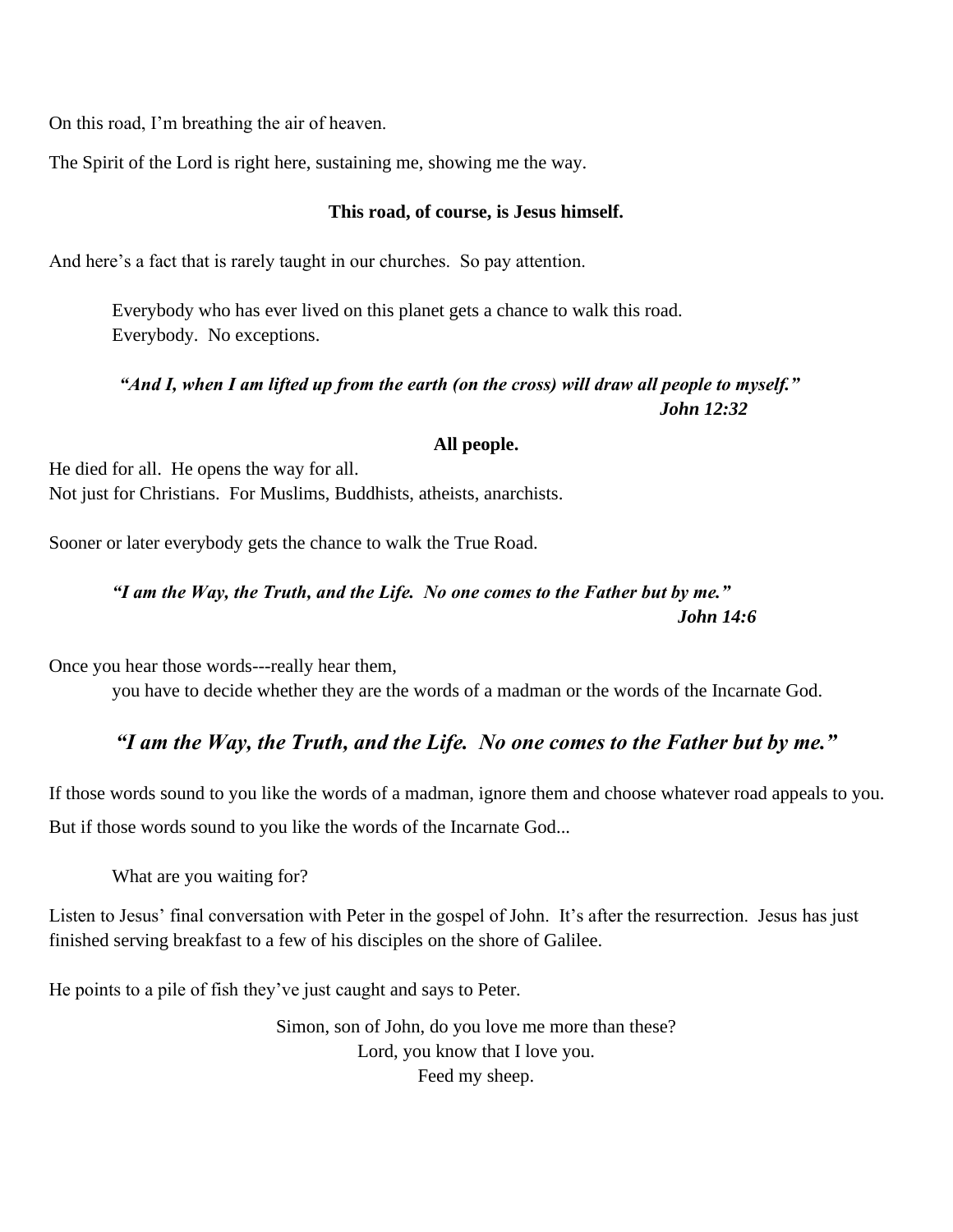On this road, I'm breathing the air of heaven.

The Spirit of the Lord is right here, sustaining me, showing me the way.

**This road, of course, is Jesus himself.**

And here's a fact that is rarely taught in our churches.  So pay attention.

> Everybody who has ever lived on this planet gets a chance to walk this road.
> Everybody.  No exceptions.

> ***"And I, when I am lifted up from the earth (on the cross) will draw all people to myself."***
> ***John 12:32***

**All people.**

He died for all.  He opens the way for all.
Not just for Christians.  For Muslims, Buddhists, atheists, anarchists.

Sooner or later everybody gets the chance to walk the True Road.

> ***"I am the Way, the Truth, and the Life.  No one comes to the Father but by me."***
> ***John 14:6***

Once you hear those words---really hear them,
you have to decide whether they are the words of a madman or the words of the Incarnate God.

### *"I am the Way, the Truth, and the Life.  No one comes to the Father but by me."*

If those words sound to you like the words of a madman, ignore them and choose whatever road appeals to you.

But if those words sound to you like the words of the Incarnate God...

> What are you waiting for?

Listen to Jesus' final conversation with Peter in the gospel of John.  It's after the resurrection.  Jesus has just finished serving breakfast to a few of his disciples on the shore of Galilee.

He points to a pile of fish they've just caught and says to Peter.

> Simon, son of John, do you love me more than these?
> Lord, you know that I love you.
> Feed my sheep.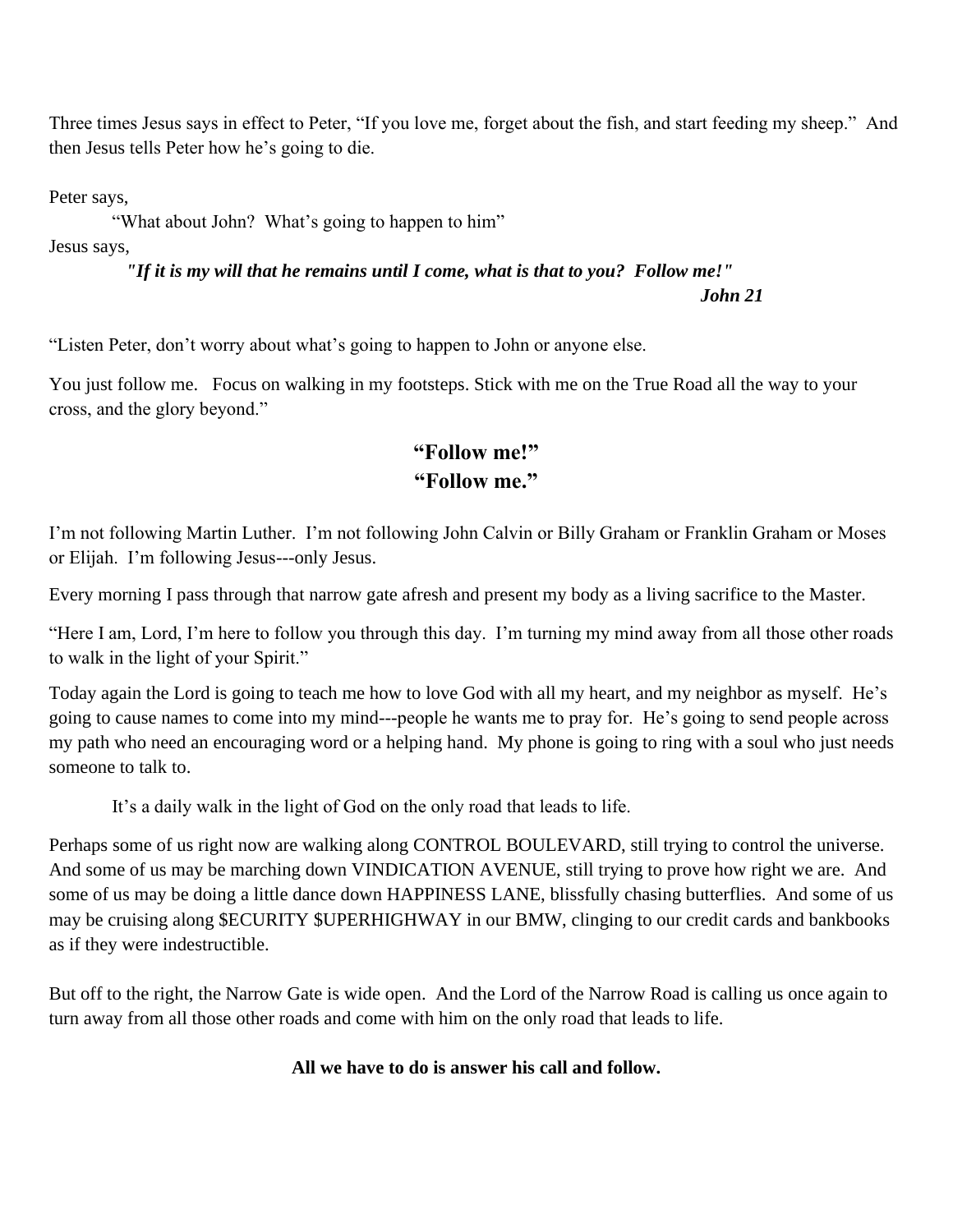Three times Jesus says in effect to Peter, "If you love me, forget about the fish, and start feeding my sheep." And then Jesus tells Peter how he's going to die.

Peter says,

"What about John? What's going to happen to him"

Jesus says,

***"If it is my will that he remains until I come, what is that to you? Follow me!"***

***John 21***

"Listen Peter, don't worry about what's going to happen to John or anyone else.

You just follow me. Focus on walking in my footsteps. Stick with me on the True Road all the way to your cross, and the glory beyond."

**"Follow me!"**
**"Follow me."**

I'm not following Martin Luther. I'm not following John Calvin or Billy Graham or Franklin Graham or Moses or Elijah. I'm following Jesus---only Jesus.

Every morning I pass through that narrow gate afresh and present my body as a living sacrifice to the Master.

"Here I am, Lord, I'm here to follow you through this day. I'm turning my mind away from all those other roads to walk in the light of your Spirit."

Today again the Lord is going to teach me how to love God with all my heart, and my neighbor as myself. He's going to cause names to come into my mind---people he wants me to pray for. He's going to send people across my path who need an encouraging word or a helping hand. My phone is going to ring with a soul who just needs someone to talk to.

It's a daily walk in the light of God on the only road that leads to life.

Perhaps some of us right now are walking along CONTROL BOULEVARD, still trying to control the universe. And some of us may be marching down VINDICATION AVENUE, still trying to prove how right we are. And some of us may be doing a little dance down HAPPINESS LANE, blissfully chasing butterflies. And some of us may be cruising along $ECURITY $UPERHIGHWAY in our BMW, clinging to our credit cards and bankbooks as if they were indestructible.

But off to the right, the Narrow Gate is wide open. And the Lord of the Narrow Road is calling us once again to turn away from all those other roads and come with him on the only road that leads to life.

**All we have to do is answer his call and follow.**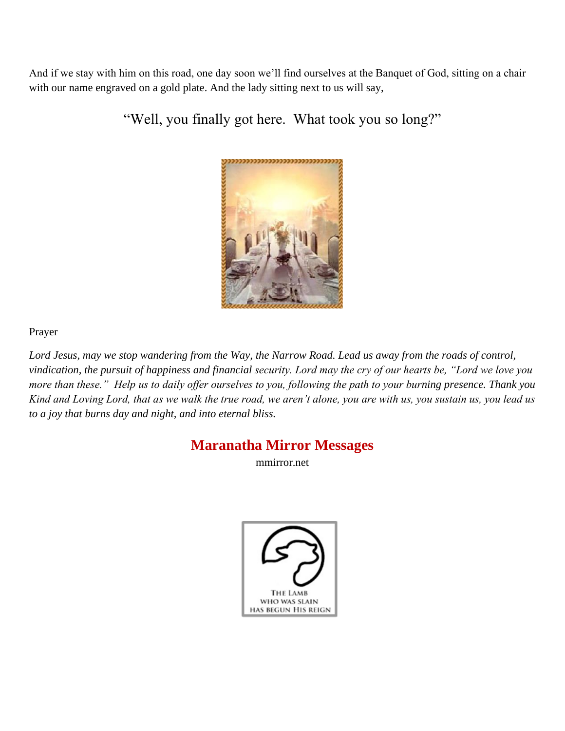And if we stay with him on this road, one day soon we'll find ourselves at the Banquet of God, sitting on a chair with our name engraved on a gold plate. And the lady sitting next to us will say,

"Well, you finally got here. What took you so long?"

Prayer

*Lord Jesus, may we stop wandering from the Way, the Narrow Road. Lead us away from the roads of control, vindication, the pursuit of happiness and financial security. Lord may the cry of our hearts be, "Lord we love you more than these." Help us to daily offer ourselves to you, following the path to your burning presence. Thank you Kind and Loving Lord, that as we walk the true road, we aren't alone, you are with us, you sustain us, you lead us to a joy that burns day and night, and into eternal bliss.*

**Maranatha Mirror Messages**

mmirror.net

THE LAMB WHO WAS SLAIN HAS BEGUN HIS REIGN